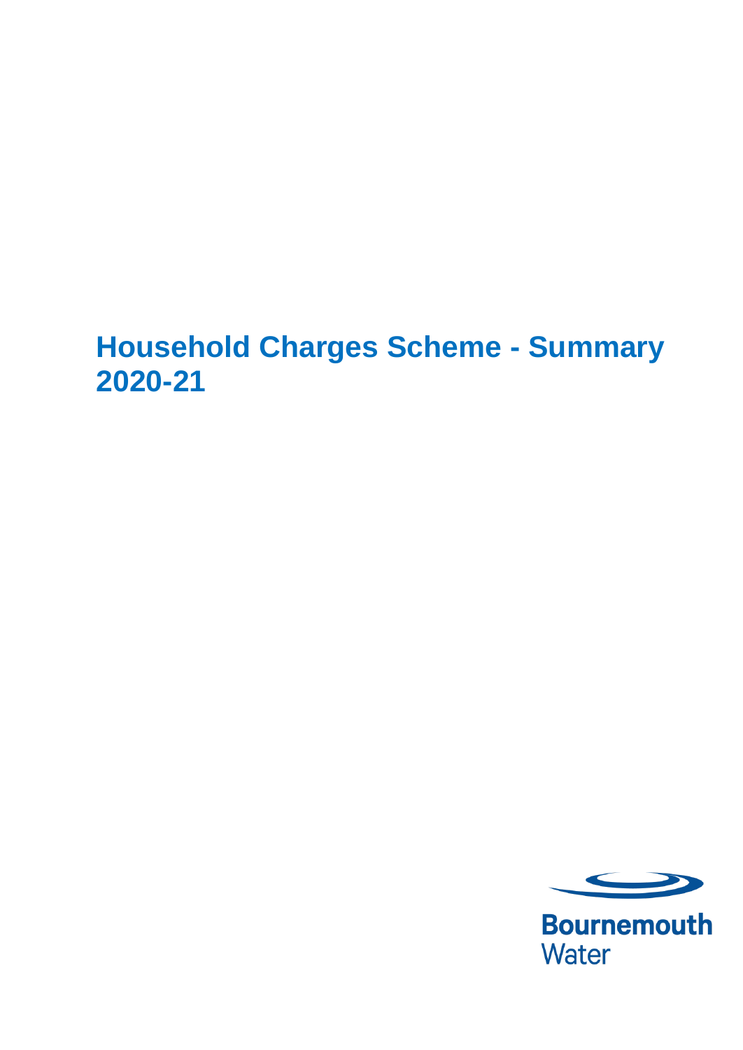# Household Charges Scheme - Summary 2020-21

Bournemouth Water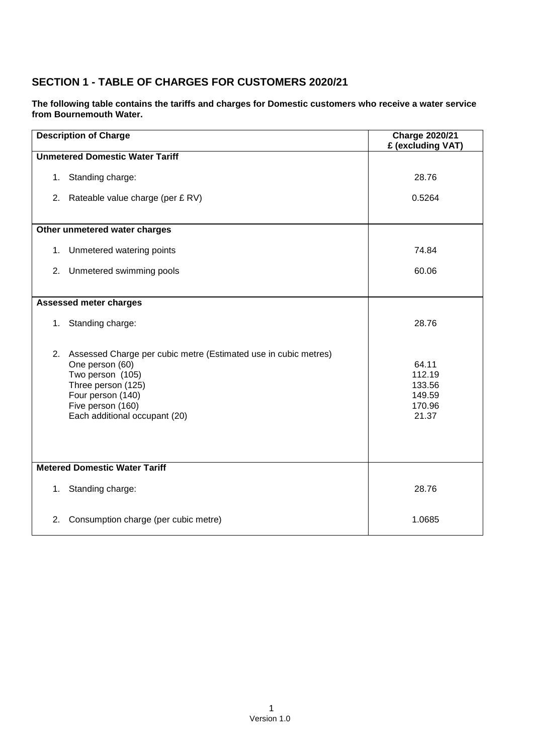## SECTION 1 - TABLE OF CHARGES FOR CUSTOMERS 2020/21

**The following table contains the tariffs and charges for Domestic customers who receive a water service from Bournemouth Water.**

| Description of Charge | Charge 2020/21 £ (excluding VAT) |
|---|---|
| **Unmetered Domestic Water Tariff** | |
| 1. Standing charge: | 28.76 |
| 2. Rateable value charge (per £ RV) | 0.5264 |
| **Other unmetered water charges** | |
| 1. Unmetered watering points | 74.84 |
| 2. Unmetered swimming pools | 60.06 |
| **Assessed meter charges** | |
| 1. Standing charge: | 28.76 |
| 2. Assessed Charge per cubic metre (Estimated use in cubic metres) | |
| One person (60) | 64.11 |
| Two person (105) | 112.19 |
| Three person (125) | 133.56 |
| Four person (140) | 149.59 |
| Five person (160) | 170.96 |
| Each additional occupant (20) | 21.37 |
| **Metered Domestic Water Tariff** | |
| 1. Standing charge: | 28.76 |
| 2. Consumption charge (per cubic metre) | 1.0685 |

Version 1.0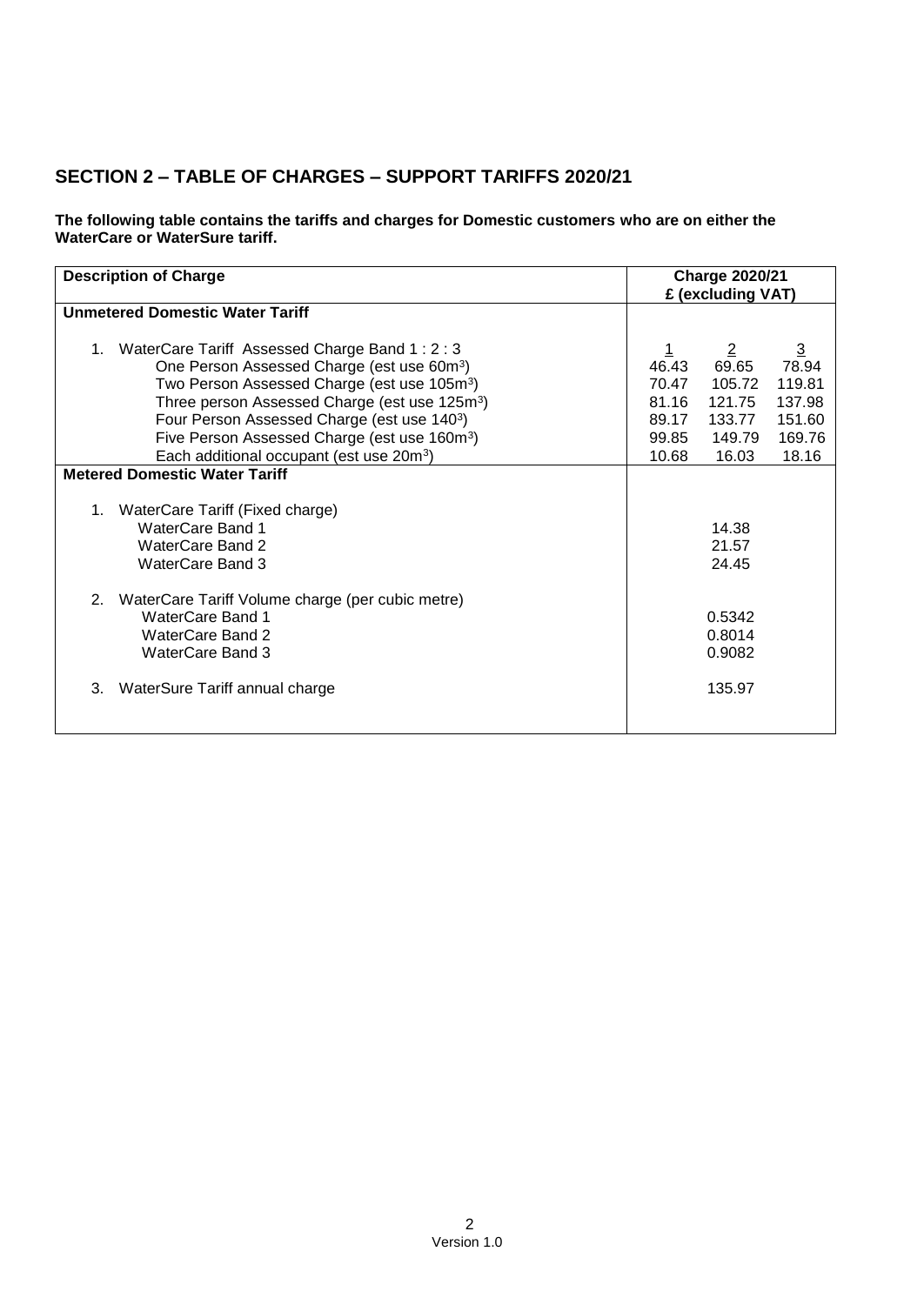## SECTION 2 – TABLE OF CHARGES – SUPPORT TARIFFS 2020/21

**The following table contains the tariffs and charges for Domestic customers who are on either the WaterCare or WaterSure tariff.**

| Description of Charge | Charge 2020/21 £ (excluding VAT) | | |
|---|---|---|---|
| **Unmetered Domestic Water Tariff** | | | |
| 1. WaterCare Tariff Assessed Charge Band 1 : 2 : 3 | 1 | 2 | 3 |
| One Person Assessed Charge (est use 60m$^3$) | 46.43 | 69.65 | 78.94 |
| Two Person Assessed Charge (est use 105m$^3$) | 70.47 | 105.72 | 119.81 |
| Three person Assessed Charge (est use 125m$^3$) | 81.16 | 121.75 | 137.98 |
| Four Person Assessed Charge (est use 140$^3$) | 89.17 | 133.77 | 151.60 |
| Five Person Assessed Charge (est use 160m$^3$) | 99.85 | 149.79 | 169.76 |
| Each additional occupant (est use 20m$^3$) | 10.68 | 16.03 | 18.16 |
| **Metered Domestic Water Tariff** | | | |
| 1. WaterCare Tariff (Fixed charge) | | | |
| WaterCare Band 1 | 14.38 | | |
| WaterCare Band 2 | 21.57 | | |
| WaterCare Band 3 | 24.45 | | |
| 2. WaterCare Tariff Volume charge (per cubic metre) | | | |
| WaterCare Band 1 | 0.5342 | | |
| WaterCare Band 2 | 0.8014 | | |
| WaterCare Band 3 | 0.9082 | | |
| 3. WaterSure Tariff annual charge | 135.97 | | |

Version 1.0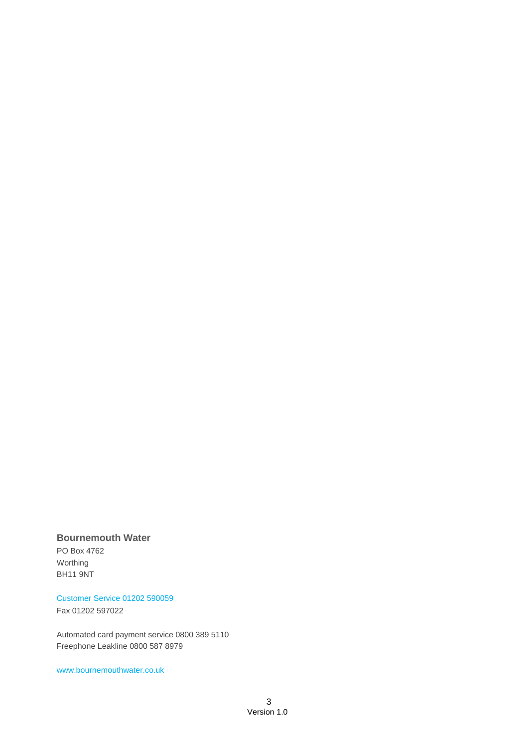**Bournemouth Water**

PO Box 4762
Worthing
BH11 9NT

Customer Service 01202 590059
Fax 01202 597022

Automated card payment service 0800 389 5110
Freephone Leakline 0800 587 8979

www.bournemouthwater.co.uk

Version 1.0